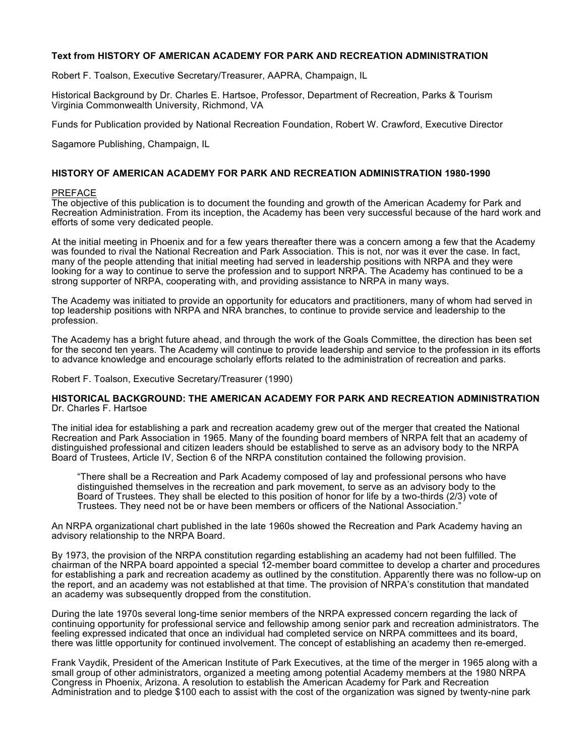**Text from HISTORY OF AMERICAN ACADEMY FOR PARK AND RECREATION ADMINISTRATION**

Robert F. Toalson, Executive Secretary/Treasurer, AAPRA, Champaign, IL

Historical Background by Dr. Charles E. Hartsoe, Professor, Department of Recreation, Parks & Tourism
Virginia Commonwealth University, Richmond, VA

Funds for Publication provided by National Recreation Foundation, Robert W. Crawford, Executive Director

Sagamore Publishing, Champaign, IL

## HISTORY OF AMERICAN ACADEMY FOR PARK AND RECREATION ADMINISTRATION 1980-1990

### PREFACE

The objective of this publication is to document the founding and growth of the American Academy for Park and Recreation Administration. From its inception, the Academy has been very successful because of the hard work and efforts of some very dedicated people.

At the initial meeting in Phoenix and for a few years thereafter there was a concern among a few that the Academy was founded to rival the National Recreation and Park Association. This is not, nor was it ever the case. In fact, many of the people attending that initial meeting had served in leadership positions with NRPA and they were looking for a way to continue to serve the profession and to support NRPA. The Academy has continued to be a strong supporter of NRPA, cooperating with, and providing assistance to NRPA in many ways.

The Academy was initiated to provide an opportunity for educators and practitioners, many of whom had served in top leadership positions with NRPA and NRA branches, to continue to provide service and leadership to the profession.

The Academy has a bright future ahead, and through the work of the Goals Committee, the direction has been set for the second ten years. The Academy will continue to provide leadership and service to the profession in its efforts to advance knowledge and encourage scholarly efforts related to the administration of recreation and parks.

Robert F. Toalson, Executive Secretary/Treasurer (1990)

### HISTORICAL BACKGROUND: THE AMERICAN ACADEMY FOR PARK AND RECREATION ADMINISTRATION

Dr. Charles F. Hartsoe

The initial idea for establishing a park and recreation academy grew out of the merger that created the National Recreation and Park Association in 1965. Many of the founding board members of NRPA felt that an academy of distinguished professional and citizen leaders should be established to serve as an advisory body to the NRPA Board of Trustees, Article IV, Section 6 of the NRPA constitution contained the following provision.

> "There shall be a Recreation and Park Academy composed of lay and professional persons who have distinguished themselves in the recreation and park movement, to serve as an advisory body to the Board of Trustees. They shall be elected to this position of honor for life by a two-thirds (2/3) vote of Trustees. They need not be or have been members or officers of the National Association."

An NRPA organizational chart published in the late 1960s showed the Recreation and Park Academy having an advisory relationship to the NRPA Board.

By 1973, the provision of the NRPA constitution regarding establishing an academy had not been fulfilled. The chairman of the NRPA board appointed a special 12-member board committee to develop a charter and procedures for establishing a park and recreation academy as outlined by the constitution. Apparently there was no follow-up on the report, and an academy was not established at that time. The provision of NRPA's constitution that mandated an academy was subsequently dropped from the constitution.

During the late 1970s several long-time senior members of the NRPA expressed concern regarding the lack of continuing opportunity for professional service and fellowship among senior park and recreation administrators. The feeling expressed indicated that once an individual had completed service on NRPA committees and its board, there was little opportunity for continued involvement. The concept of establishing an academy then re-emerged.

Frank Vaydik, President of the American Institute of Park Executives, at the time of the merger in 1965 along with a small group of other administrators, organized a meeting among potential Academy members at the 1980 NRPA Congress in Phoenix, Arizona. A resolution to establish the American Academy for Park and Recreation Administration and to pledge $100 each to assist with the cost of the organization was signed by twenty-nine park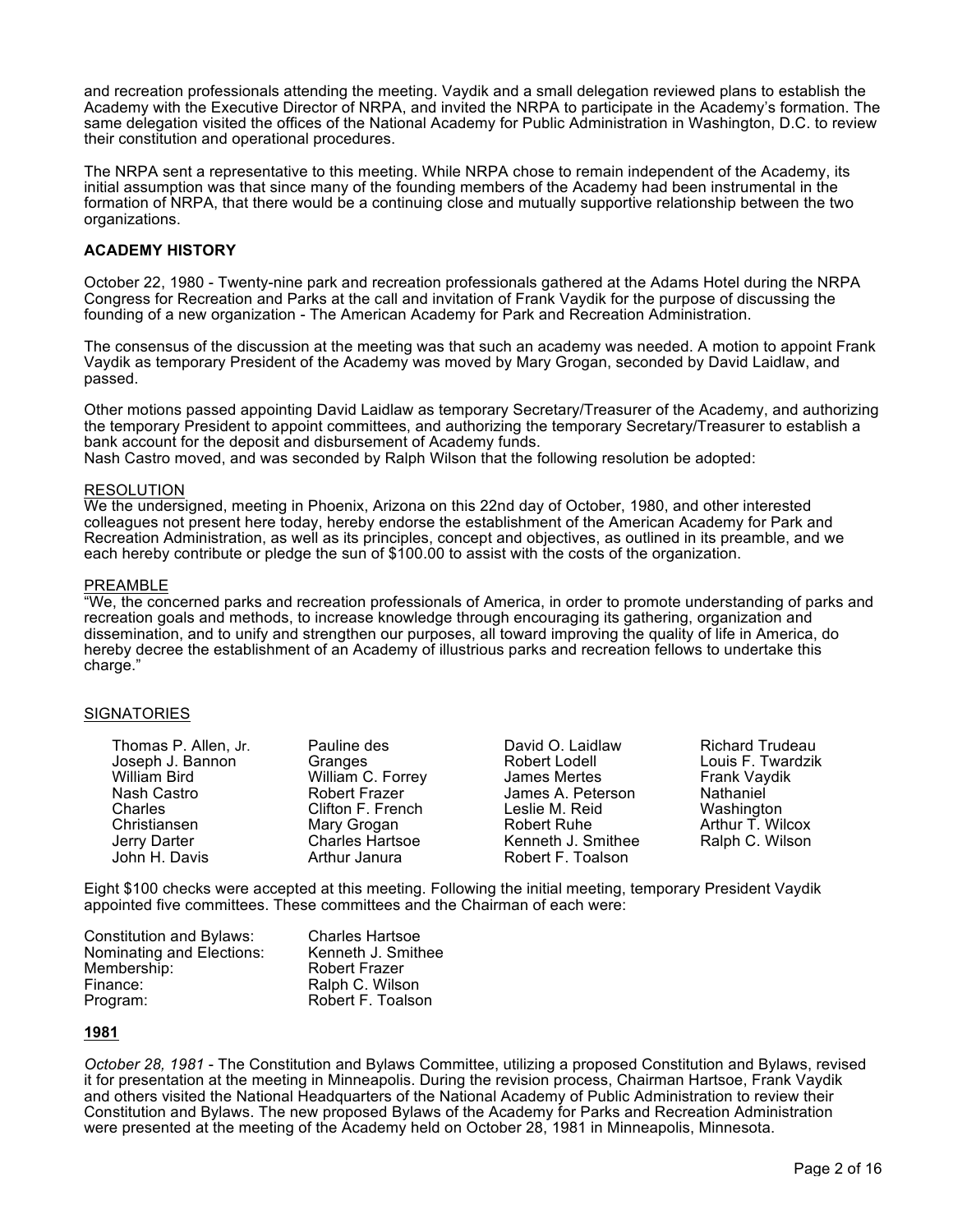and recreation professionals attending the meeting. Vaydik and a small delegation reviewed plans to establish the Academy with the Executive Director of NRPA, and invited the NRPA to participate in the Academy's formation. The same delegation visited the offices of the National Academy for Public Administration in Washington, D.C. to review their constitution and operational procedures.

The NRPA sent a representative to this meeting. While NRPA chose to remain independent of the Academy, its initial assumption was that since many of the founding members of the Academy had been instrumental in the formation of NRPA, that there would be a continuing close and mutually supportive relationship between the two organizations.

**ACADEMY HISTORY**

October 22, 1980 - Twenty-nine park and recreation professionals gathered at the Adams Hotel during the NRPA Congress for Recreation and Parks at the call and invitation of Frank Vaydik for the purpose of discussing the founding of a new organization - The American Academy for Park and Recreation Administration.

The consensus of the discussion at the meeting was that such an academy was needed. A motion to appoint Frank Vaydik as temporary President of the Academy was moved by Mary Grogan, seconded by David Laidlaw, and passed.

Other motions passed appointing David Laidlaw as temporary Secretary/Treasurer of the Academy, and authorizing the temporary President to appoint committees, and authorizing the temporary Secretary/Treasurer to establish a bank account for the deposit and disbursement of Academy funds.
Nash Castro moved, and was seconded by Ralph Wilson that the following resolution be adopted:

<u>RESOLUTION</u>
We the undersigned, meeting in Phoenix, Arizona on this 22nd day of October, 1980, and other interested colleagues not present here today, hereby endorse the establishment of the American Academy for Park and Recreation Administration, as well as its principles, concept and objectives, as outlined in its preamble, and we each hereby contribute or pledge the sun of $100.00 to assist with the costs of the organization.

<u>PREAMBLE</u>
"We, the concerned parks and recreation professionals of America, in order to promote understanding of parks and recreation goals and methods, to increase knowledge through encouraging its gathering, organization and dissemination, and to unify and strengthen our purposes, all toward improving the quality of life in America, do hereby decree the establishment of an Academy of illustrious parks and recreation fellows to undertake this charge."

<u>SIGNATORIES</u>

Thomas P. Allen, Jr.
Joseph J. Bannon
William Bird
Nash Castro
Charles Christiansen
Jerry Darter
John H. Davis
Pauline des Granges
William C. Forrey
Robert Frazer
Clifton F. French
Mary Grogan
Charles Hartsoe
Arthur Janura
David O. Laidlaw
Robert Lodell
James Mertes
James A. Peterson
Leslie M. Reid
Robert Ruhe
Kenneth J. Smithee
Robert F. Toalson
Richard Trudeau
Louis F. Twardzik
Frank Vaydik
Nathaniel Washington
Arthur T. Wilcox
Ralph C. Wilson

Eight $100 checks were accepted at this meeting. Following the initial meeting, temporary President Vaydik appointed five committees. These committees and the Chairman of each were:

| Committee | Chairman |
|---|---|
| Constitution and Bylaws: | Charles Hartsoe |
| Nominating and Elections: | Kenneth J. Smithee |
| Membership: | Robert Frazer |
| Finance: | Ralph C. Wilson |
| Program: | Robert F. Toalson |

**<u>1981</u>**

*October 28, 1981* - The Constitution and Bylaws Committee, utilizing a proposed Constitution and Bylaws, revised it for presentation at the meeting in Minneapolis. During the revision process, Chairman Hartsoe, Frank Vaydik and others visited the National Headquarters of the National Academy of Public Administration to review their Constitution and Bylaws. The new proposed Bylaws of the Academy for Parks and Recreation Administration were presented at the meeting of the Academy held on October 28, 1981 in Minneapolis, Minnesota.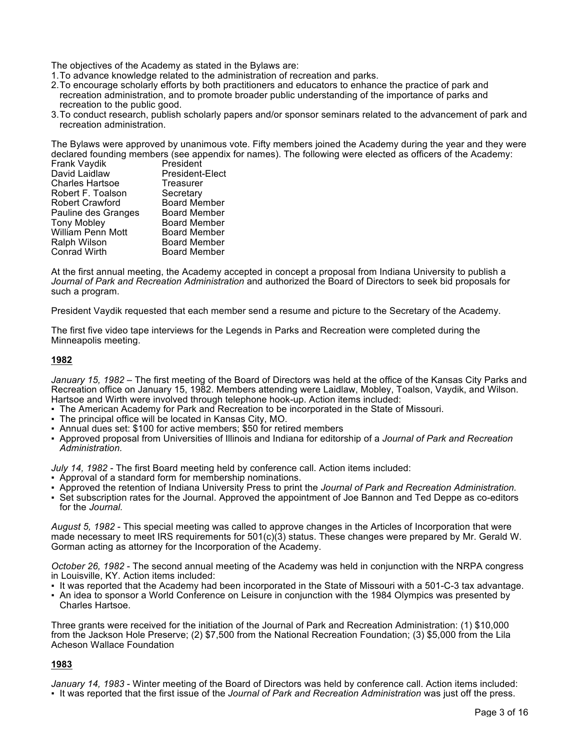The objectives of the Academy as stated in the Bylaws are:

1. To advance knowledge related to the administration of recreation and parks.
2. To encourage scholarly efforts by both practitioners and educators to enhance the practice of park and recreation administration, and to promote broader public understanding of the importance of parks and recreation to the public good.
3. To conduct research, publish scholarly papers and/or sponsor seminars related to the advancement of park and recreation administration.

The Bylaws were approved by unanimous vote. Fifty members joined the Academy during the year and they were declared founding members (see appendix for names). The following were elected as officers of the Academy:

| | |
|---|---|
| Frank Vaydik | President |
| David Laidlaw | President-Elect |
| Charles Hartsoe | Treasurer |
| Robert F. Toalson | Secretary |
| Robert Crawford | Board Member |
| Pauline des Granges | Board Member |
| Tony Mobley | Board Member |
| William Penn Mott | Board Member |
| Ralph Wilson | Board Member |
| Conrad Wirth | Board Member |

At the first annual meeting, the Academy accepted in concept a proposal from Indiana University to publish a *Journal of Park and Recreation Administration* and authorized the Board of Directors to seek bid proposals for such a program.

President Vaydik requested that each member send a resume and picture to the Secretary of the Academy.

The first five video tape interviews for the Legends in Parks and Recreation were completed during the Minneapolis meeting.

## **1982**

*January 15, 1982* – The first meeting of the Board of Directors was held at the office of the Kansas City Parks and Recreation office on January 15, 1982. Members attending were Laidlaw, Mobley, Toalson, Vaydik, and Wilson. Hartsoe and Wirth were involved through telephone hook-up. Action items included:

- The American Academy for Park and Recreation to be incorporated in the State of Missouri.
- The principal office will be located in Kansas City, MO.
- Annual dues set: $100 for active members; $50 for retired members
- Approved proposal from Universities of Illinois and Indiana for editorship of a *Journal of Park and Recreation Administration.*

*July 14, 1982* - The first Board meeting held by conference call. Action items included:

- Approval of a standard form for membership nominations.
- Approved the retention of Indiana University Press to print the *Journal of Park and Recreation Administration.*
- Set subscription rates for the Journal. Approved the appointment of Joe Bannon and Ted Deppe as co-editors for the *Journal*.

*August 5, 1982* - This special meeting was called to approve changes in the Articles of Incorporation that were made necessary to meet IRS requirements for 501(c)(3) status. These changes were prepared by Mr. Gerald W. Gorman acting as attorney for the Incorporation of the Academy.

*October 26, 1982* - The second annual meeting of the Academy was held in conjunction with the NRPA congress in Louisville, KY. Action items included:

- It was reported that the Academy had been incorporated in the State of Missouri with a 501-C-3 tax advantage.
- An idea to sponsor a World Conference on Leisure in conjunction with the 1984 Olympics was presented by Charles Hartsoe.

Three grants were received for the initiation of the Journal of Park and Recreation Administration: (1) $10,000 from the Jackson Hole Preserve; (2) $7,500 from the National Recreation Foundation; (3) $5,000 from the Lila Acheson Wallace Foundation

## **1983**

*January 14, 1983* - Winter meeting of the Board of Directors was held by conference call. Action items included:

- It was reported that the first issue of the *Journal of Park and Recreation Administration* was just off the press.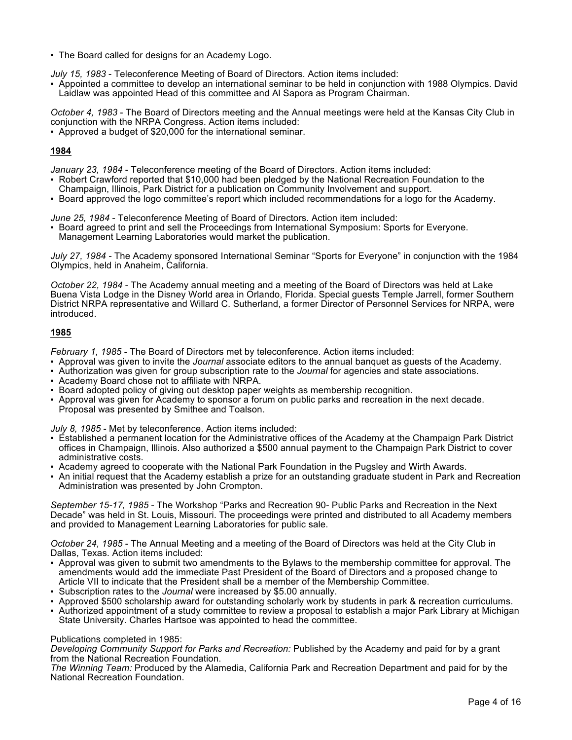- The Board called for designs for an Academy Logo.

*July 15, 1983* - Teleconference Meeting of Board of Directors. Action items included:

- Appointed a committee to develop an international seminar to be held in conjunction with 1988 Olympics. David Laidlaw was appointed Head of this committee and Al Sapora as Program Chairman.

*October 4, 1983* - The Board of Directors meeting and the Annual meetings were held at the Kansas City Club in conjunction with the NRPA Congress. Action items included:

- Approved a budget of $20,000 for the international seminar.

## 1984

*January 23, 1984* - Teleconference meeting of the Board of Directors. Action items included:

- Robert Crawford reported that $10,000 had been pledged by the National Recreation Foundation to the Champaign, Illinois, Park District for a publication on Community Involvement and support.
- Board approved the logo committee's report which included recommendations for a logo for the Academy.

*June 25, 1984* - Teleconference Meeting of Board of Directors. Action item included:

- Board agreed to print and sell the Proceedings from International Symposium: Sports for Everyone. Management Learning Laboratories would market the publication.

*July 27, 1984* - The Academy sponsored International Seminar "Sports for Everyone" in conjunction with the 1984 Olympics, held in Anaheim, California.

*October 22, 1984* - The Academy annual meeting and a meeting of the Board of Directors was held at Lake Buena Vista Lodge in the Disney World area in Orlando, Florida. Special guests Temple Jarrell, former Southern District NRPA representative and Willard C. Sutherland, a former Director of Personnel Services for NRPA, were introduced.

## 1985

*February 1, 1985* - The Board of Directors met by teleconference. Action items included:

- Approval was given to invite the *Journal* associate editors to the annual banquet as guests of the Academy.
- Authorization was given for group subscription rate to the *Journal* for agencies and state associations.
- Academy Board chose not to affiliate with NRPA.
- Board adopted policy of giving out desktop paper weights as membership recognition.
- Approval was given for Academy to sponsor a forum on public parks and recreation in the next decade. Proposal was presented by Smithee and Toalson.

*July 8, 1985* - Met by teleconference. Action items included:

- Established a permanent location for the Administrative offices of the Academy at the Champaign Park District offices in Champaign, Illinois. Also authorized a $500 annual payment to the Champaign Park District to cover administrative costs.
- Academy agreed to cooperate with the National Park Foundation in the Pugsley and Wirth Awards.
- An initial request that the Academy establish a prize for an outstanding graduate student in Park and Recreation Administration was presented by John Crompton.

*September 15-17, 1985* - The Workshop "Parks and Recreation 90- Public Parks and Recreation in the Next Decade" was held in St. Louis, Missouri. The proceedings were printed and distributed to all Academy members and provided to Management Learning Laboratories for public sale.

*October 24, 1985* - The Annual Meeting and a meeting of the Board of Directors was held at the City Club in Dallas, Texas. Action items included:

- Approval was given to submit two amendments to the Bylaws to the membership committee for approval. The amendments would add the immediate Past President of the Board of Directors and a proposed change to Article VII to indicate that the President shall be a member of the Membership Committee.
- Subscription rates to the *Journal* were increased by $5.00 annually.
- Approved $500 scholarship award for outstanding scholarly work by students in park & recreation curriculums.
- Authorized appointment of a study committee to review a proposal to establish a major Park Library at Michigan State University. Charles Hartsoe was appointed to head the committee.

Publications completed in 1985:
*Developing Community Support for Parks and Recreation:* Published by the Academy and paid for by a grant from the National Recreation Foundation.
*The Winning Team:* Produced by the Alamedia, California Park and Recreation Department and paid for by the National Recreation Foundation.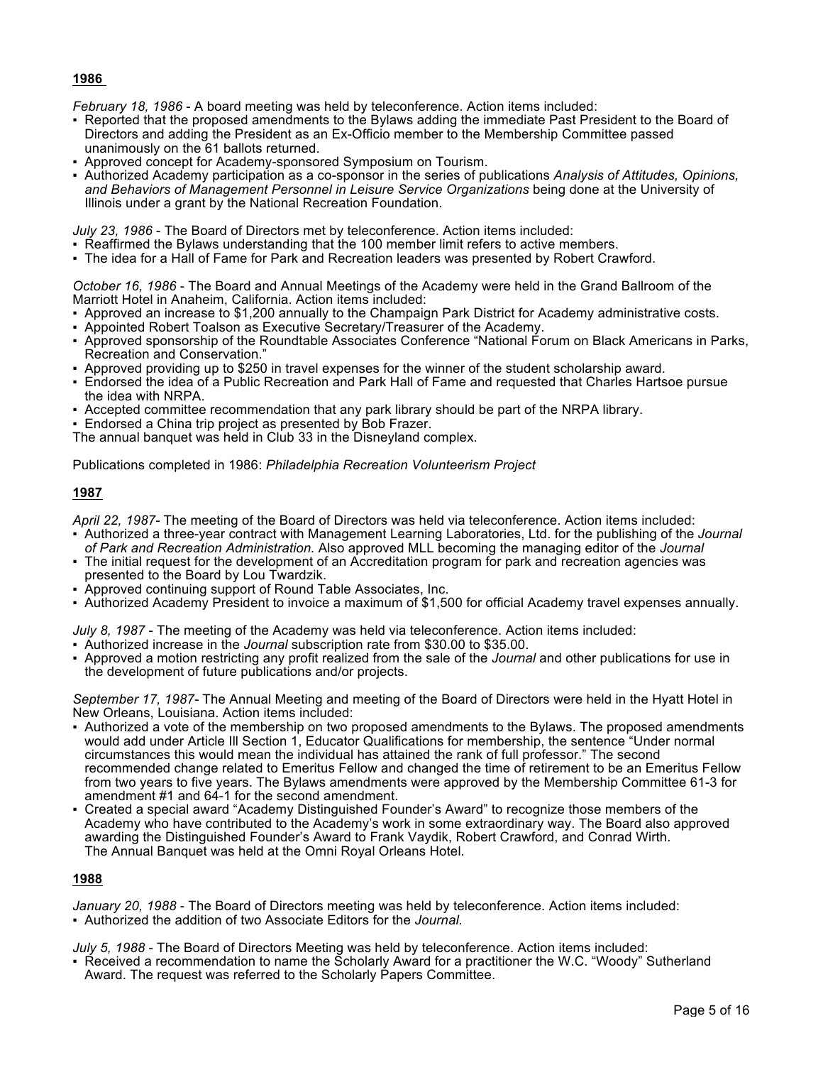**1986**

*February 18, 1986* - A board meeting was held by teleconference. Action items included:

- Reported that the proposed amendments to the Bylaws adding the immediate Past President to the Board of Directors and adding the President as an Ex-Officio member to the Membership Committee passed unanimously on the 61 ballots returned.
- Approved concept for Academy-sponsored Symposium on Tourism.
- Authorized Academy participation as a co-sponsor in the series of publications *Analysis of Attitudes, Opinions, and Behaviors of Management Personnel in Leisure Service Organizations* being done at the University of Illinois under a grant by the National Recreation Foundation.

*July 23, 1986* - The Board of Directors met by teleconference. Action items included:

- Reaffirmed the Bylaws understanding that the 100 member limit refers to active members.
- The idea for a Hall of Fame for Park and Recreation leaders was presented by Robert Crawford.

*October 16, 1986* - The Board and Annual Meetings of the Academy were held in the Grand Ballroom of the Marriott Hotel in Anaheim, California. Action items included:

- Approved an increase to $1,200 annually to the Champaign Park District for Academy administrative costs.
- Appointed Robert Toalson as Executive Secretary/Treasurer of the Academy.
- Approved sponsorship of the Roundtable Associates Conference "National Forum on Black Americans in Parks, Recreation and Conservation."
- Approved providing up to $250 in travel expenses for the winner of the student scholarship award.
- Endorsed the idea of a Public Recreation and Park Hall of Fame and requested that Charles Hartsoe pursue the idea with NRPA.
- Accepted committee recommendation that any park library should be part of the NRPA library.
- Endorsed a China trip project as presented by Bob Frazer.

The annual banquet was held in Club 33 in the Disneyland complex.

Publications completed in 1986: *Philadelphia Recreation Volunteerism Project*

**1987**

*April 22, 1987*- The meeting of the Board of Directors was held via teleconference. Action items included:

- Authorized a three-year contract with Management Learning Laboratories, Ltd. for the publishing of the *Journal of Park and Recreation Administration.* Also approved MLL becoming the managing editor of the *Journal*
- The initial request for the development of an Accreditation program for park and recreation agencies was presented to the Board by Lou Twardzik.
- Approved continuing support of Round Table Associates, Inc.
- Authorized Academy President to invoice a maximum of $1,500 for official Academy travel expenses annually.

*July 8, 1987* - The meeting of the Academy was held via teleconference. Action items included:

- Authorized increase in the *Journal* subscription rate from $30.00 to $35.00.
- Approved a motion restricting any profit realized from the sale of the *Journal* and other publications for use in the development of future publications and/or projects.

*September 17, 1987*- The Annual Meeting and meeting of the Board of Directors were held in the Hyatt Hotel in New Orleans, Louisiana. Action items included:

- Authorized a vote of the membership on two proposed amendments to the Bylaws. The proposed amendments would add under Article III Section 1, Educator Qualifications for membership, the sentence "Under normal circumstances this would mean the individual has attained the rank of full professor." The second recommended change related to Emeritus Fellow and changed the time of retirement to be an Emeritus Fellow from two years to five years. The Bylaws amendments were approved by the Membership Committee 61-3 for amendment #1 and 64-1 for the second amendment.
- Created a special award "Academy Distinguished Founder's Award" to recognize those members of the Academy who have contributed to the Academy's work in some extraordinary way. The Board also approved awarding the Distinguished Founder's Award to Frank Vaydik, Robert Crawford, and Conrad Wirth.
  The Annual Banquet was held at the Omni Royal Orleans Hotel.

**1988**

*January 20, 1988* - The Board of Directors meeting was held by teleconference. Action items included:

- Authorized the addition of two Associate Editors for the *Journal*.

*July 5, 1988* - The Board of Directors Meeting was held by teleconference. Action items included:

- Received a recommendation to name the Scholarly Award for a practitioner the W.C. "Woody" Sutherland Award. The request was referred to the Scholarly Papers Committee.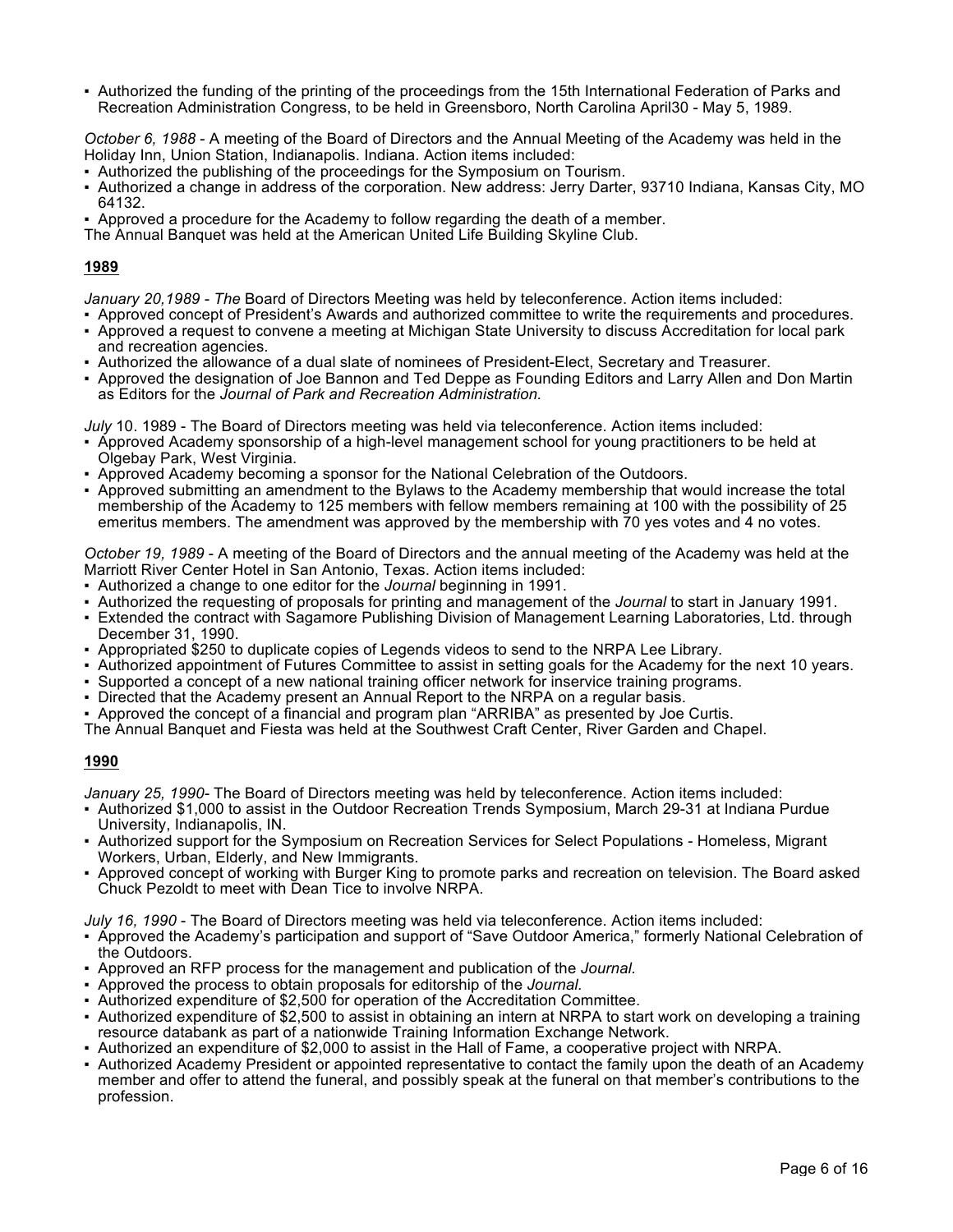- Authorized the funding of the printing of the proceedings from the 15th International Federation of Parks and Recreation Administration Congress, to be held in Greensboro, North Carolina April30 - May 5, 1989.

*October 6, 1988* - A meeting of the Board of Directors and the Annual Meeting of the Academy was held in the Holiday Inn, Union Station, Indianapolis. Indiana. Action items included:

- Authorized the publishing of the proceedings for the Symposium on Tourism.
- Authorized a change in address of the corporation. New address: Jerry Darter, 93710 Indiana, Kansas City, MO 64132.
- Approved a procedure for the Academy to follow regarding the death of a member.

The Annual Banquet was held at the American United Life Building Skyline Club.

**1989**

*January 20,1989 - The* Board of Directors Meeting was held by teleconference. Action items included:

- Approved concept of President's Awards and authorized committee to write the requirements and procedures.
- Approved a request to convene a meeting at Michigan State University to discuss Accreditation for local park and recreation agencies.
- Authorized the allowance of a dual slate of nominees of President-Elect, Secretary and Treasurer.
- Approved the designation of Joe Bannon and Ted Deppe as Founding Editors and Larry Allen and Don Martin as Editors for the *Journal of Park and Recreation Administration.*

*July* 10. 1989 - The Board of Directors meeting was held via teleconference. Action items included:

- Approved Academy sponsorship of a high-level management school for young practitioners to be held at Olgebay Park, West Virginia.
- Approved Academy becoming a sponsor for the National Celebration of the Outdoors.
- Approved submitting an amendment to the Bylaws to the Academy membership that would increase the total membership of the Academy to 125 members with fellow members remaining at 100 with the possibility of 25 emeritus members. The amendment was approved by the membership with 70 yes votes and 4 no votes.

*October 19, 1989* - A meeting of the Board of Directors and the annual meeting of the Academy was held at the Marriott River Center Hotel in San Antonio, Texas. Action items included:

- Authorized a change to one editor for the *Journal* beginning in 1991.
- Authorized the requesting of proposals for printing and management of the *Journal* to start in January 1991.
- Extended the contract with Sagamore Publishing Division of Management Learning Laboratories, Ltd. through December 31, 1990.
- Appropriated $250 to duplicate copies of Legends videos to send to the NRPA Lee Library.
- Authorized appointment of Futures Committee to assist in setting goals for the Academy for the next 10 years.
- Supported a concept of a new national training officer network for inservice training programs.
- Directed that the Academy present an Annual Report to the NRPA on a regular basis.
- Approved the concept of a financial and program plan "ARRIBA" as presented by Joe Curtis.

The Annual Banquet and Fiesta was held at the Southwest Craft Center, River Garden and Chapel.

**1990**

*January 25, 1990*- The Board of Directors meeting was held by teleconference. Action items included:

- Authorized $1,000 to assist in the Outdoor Recreation Trends Symposium, March 29-31 at Indiana Purdue University, Indianapolis, IN.
- Authorized support for the Symposium on Recreation Services for Select Populations - Homeless, Migrant Workers, Urban, Elderly, and New Immigrants.
- Approved concept of working with Burger King to promote parks and recreation on television. The Board asked Chuck Pezoldt to meet with Dean Tice to involve NRPA.

*July 16, 1990* - The Board of Directors meeting was held via teleconference. Action items included:

- Approved the Academy's participation and support of "Save Outdoor America," formerly National Celebration of the Outdoors.
- Approved an RFP process for the management and publication of the *Journal.*
- Approved the process to obtain proposals for editorship of the *Journal.*
- Authorized expenditure of $2,500 for operation of the Accreditation Committee.
- Authorized expenditure of $2,500 to assist in obtaining an intern at NRPA to start work on developing a training resource databank as part of a nationwide Training Information Exchange Network.
- Authorized an expenditure of $2,000 to assist in the Hall of Fame, a cooperative project with NRPA.
- Authorized Academy President or appointed representative to contact the family upon the death of an Academy member and offer to attend the funeral, and possibly speak at the funeral on that member's contributions to the profession.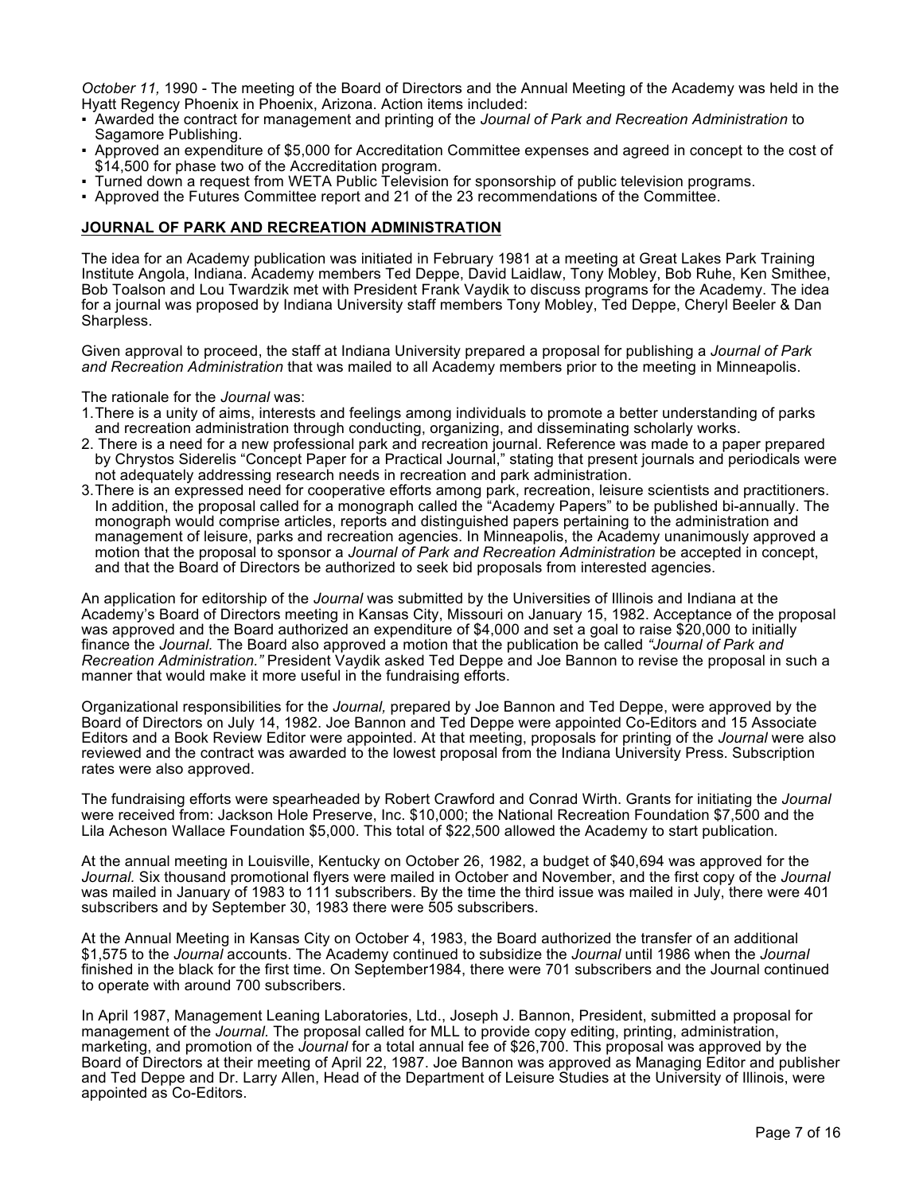*October 11,* 1990 - The meeting of the Board of Directors and the Annual Meeting of the Academy was held in the Hyatt Regency Phoenix in Phoenix, Arizona. Action items included:

- Awarded the contract for management and printing of the *Journal of Park and Recreation Administration* to Sagamore Publishing.
- Approved an expenditure of $5,000 for Accreditation Committee expenses and agreed in concept to the cost of $14,500 for phase two of the Accreditation program.
- Turned down a request from WETA Public Television for sponsorship of public television programs.
- Approved the Futures Committee report and 21 of the 23 recommendations of the Committee.

## JOURNAL OF PARK AND RECREATION ADMINISTRATION

The idea for an Academy publication was initiated in February 1981 at a meeting at Great Lakes Park Training Institute Angola, Indiana. Academy members Ted Deppe, David Laidlaw, Tony Mobley, Bob Ruhe, Ken Smithee, Bob Toalson and Lou Twardzik met with President Frank Vaydik to discuss programs for the Academy. The idea for a journal was proposed by Indiana University staff members Tony Mobley, Ted Deppe, Cheryl Beeler & Dan Sharpless.

Given approval to proceed, the staff at Indiana University prepared a proposal for publishing a *Journal of Park and Recreation Administration* that was mailed to all Academy members prior to the meeting in Minneapolis.

The rationale for the *Journal* was:

1. There is a unity of aims, interests and feelings among individuals to promote a better understanding of parks and recreation administration through conducting, organizing, and disseminating scholarly works.
2. There is a need for a new professional park and recreation journal. Reference was made to a paper prepared by Chrystos Siderelis "Concept Paper for a Practical Journal," stating that present journals and periodicals were not adequately addressing research needs in recreation and park administration.
3. There is an expressed need for cooperative efforts among park, recreation, leisure scientists and practitioners. In addition, the proposal called for a monograph called the "Academy Papers" to be published bi-annually. The monograph would comprise articles, reports and distinguished papers pertaining to the administration and management of leisure, parks and recreation agencies. In Minneapolis, the Academy unanimously approved a motion that the proposal to sponsor a *Journal of Park and Recreation Administration* be accepted in concept, and that the Board of Directors be authorized to seek bid proposals from interested agencies.

An application for editorship of the *Journal* was submitted by the Universities of Illinois and Indiana at the Academy's Board of Directors meeting in Kansas City, Missouri on January 15, 1982. Acceptance of the proposal was approved and the Board authorized an expenditure of $4,000 and set a goal to raise $20,000 to initially finance the *Journal.* The Board also approved a motion that the publication be called *"Journal of Park and Recreation Administration."* President Vaydik asked Ted Deppe and Joe Bannon to revise the proposal in such a manner that would make it more useful in the fundraising efforts.

Organizational responsibilities for the *Journal,* prepared by Joe Bannon and Ted Deppe, were approved by the Board of Directors on July 14, 1982. Joe Bannon and Ted Deppe were appointed Co-Editors and 15 Associate Editors and a Book Review Editor were appointed. At that meeting, proposals for printing of the *Journal* were also reviewed and the contract was awarded to the lowest proposal from the Indiana University Press. Subscription rates were also approved.

The fundraising efforts were spearheaded by Robert Crawford and Conrad Wirth. Grants for initiating the *Journal* were received from: Jackson Hole Preserve, Inc. $10,000; the National Recreation Foundation $7,500 and the Lila Acheson Wallace Foundation $5,000. This total of $22,500 allowed the Academy to start publication.

At the annual meeting in Louisville, Kentucky on October 26, 1982, a budget of $40,694 was approved for the *Journal.* Six thousand promotional flyers were mailed in October and November, and the first copy of the *Journal* was mailed in January of 1983 to 111 subscribers. By the time the third issue was mailed in July, there were 401 subscribers and by September 30, 1983 there were 505 subscribers.

At the Annual Meeting in Kansas City on October 4, 1983, the Board authorized the transfer of an additional $1,575 to the *Journal* accounts. The Academy continued to subsidize the *Journal* until 1986 when the *Journal* finished in the black for the first time. On September1984, there were 701 subscribers and the Journal continued to operate with around 700 subscribers.

In April 1987, Management Leaning Laboratories, Ltd., Joseph J. Bannon, President, submitted a proposal for management of the *Journal.* The proposal called for MLL to provide copy editing, printing, administration, marketing, and promotion of the *Journal* for a total annual fee of $26,700. This proposal was approved by the Board of Directors at their meeting of April 22, 1987. Joe Bannon was approved as Managing Editor and publisher and Ted Deppe and Dr. Larry Allen, Head of the Department of Leisure Studies at the University of Illinois, were appointed as Co-Editors.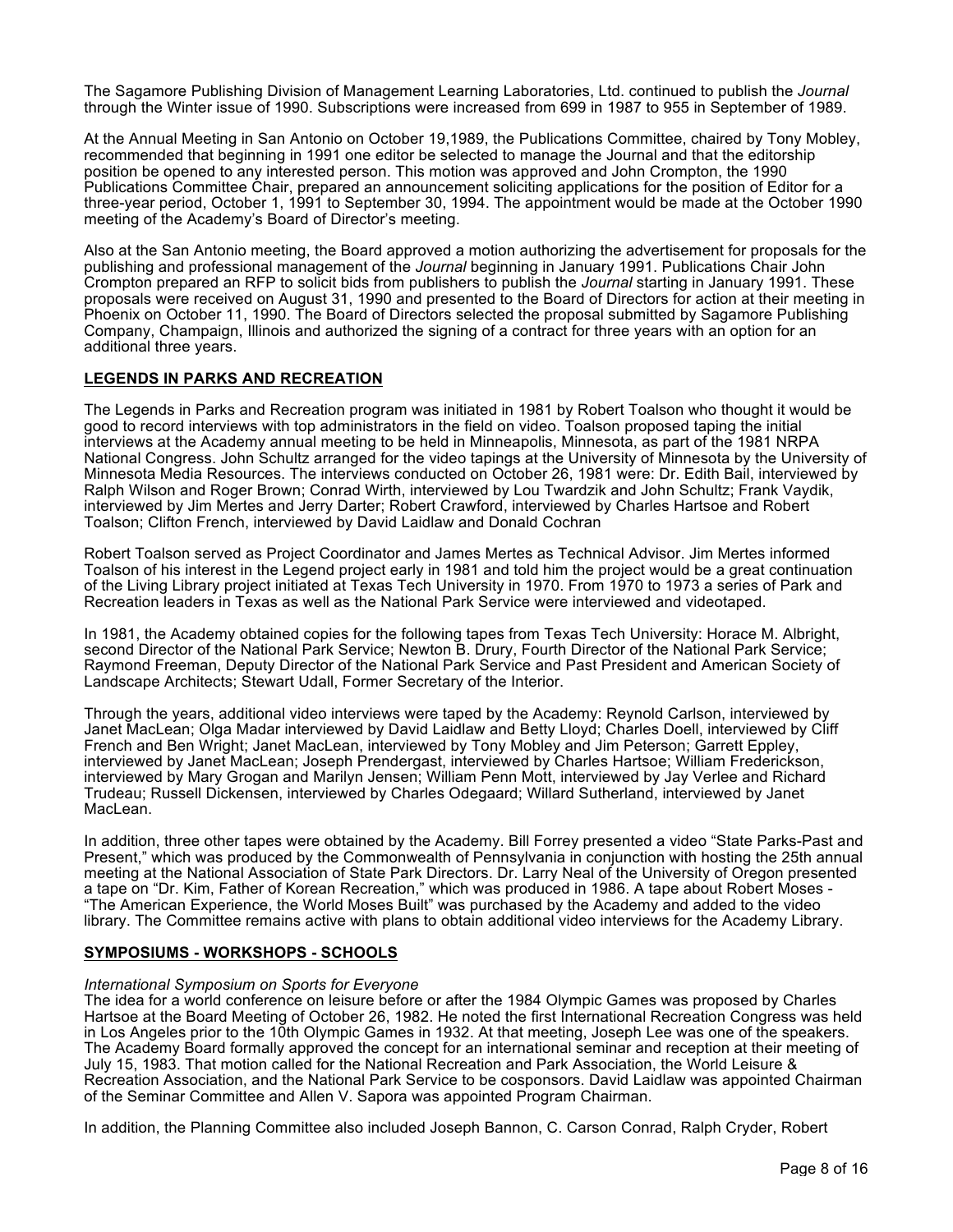The Sagamore Publishing Division of Management Learning Laboratories, Ltd. continued to publish the *Journal* through the Winter issue of 1990. Subscriptions were increased from 699 in 1987 to 955 in September of 1989.

At the Annual Meeting in San Antonio on October 19,1989, the Publications Committee, chaired by Tony Mobley, recommended that beginning in 1991 one editor be selected to manage the Journal and that the editorship position be opened to any interested person. This motion was approved and John Crompton, the 1990 Publications Committee Chair, prepared an announcement soliciting applications for the position of Editor for a three-year period, October 1, 1991 to September 30, 1994. The appointment would be made at the October 1990 meeting of the Academy's Board of Director's meeting.

Also at the San Antonio meeting, the Board approved a motion authorizing the advertisement for proposals for the publishing and professional management of the *Journal* beginning in January 1991. Publications Chair John Crompton prepared an RFP to solicit bids from publishers to publish the *Journal* starting in January 1991. These proposals were received on August 31, 1990 and presented to the Board of Directors for action at their meeting in Phoenix on October 11, 1990. The Board of Directors selected the proposal submitted by Sagamore Publishing Company, Champaign, Illinois and authorized the signing of a contract for three years with an option for an additional three years.

## LEGENDS IN PARKS AND RECREATION

The Legends in Parks and Recreation program was initiated in 1981 by Robert Toalson who thought it would be good to record interviews with top administrators in the field on video. Toalson proposed taping the initial interviews at the Academy annual meeting to be held in Minneapolis, Minnesota, as part of the 1981 NRPA National Congress. John Schultz arranged for the video tapings at the University of Minnesota by the University of Minnesota Media Resources. The interviews conducted on October 26, 1981 were: Dr. Edith Bail, interviewed by Ralph Wilson and Roger Brown; Conrad Wirth, interviewed by Lou Twardzik and John Schultz; Frank Vaydik, interviewed by Jim Mertes and Jerry Darter; Robert Crawford, interviewed by Charles Hartsoe and Robert Toalson; Clifton French, interviewed by David Laidlaw and Donald Cochran

Robert Toalson served as Project Coordinator and James Mertes as Technical Advisor. Jim Mertes informed Toalson of his interest in the Legend project early in 1981 and told him the project would be a great continuation of the Living Library project initiated at Texas Tech University in 1970. From 1970 to 1973 a series of Park and Recreation leaders in Texas as well as the National Park Service were interviewed and videotaped.

In 1981, the Academy obtained copies for the following tapes from Texas Tech University: Horace M. Albright, second Director of the National Park Service; Newton B. Drury, Fourth Director of the National Park Service; Raymond Freeman, Deputy Director of the National Park Service and Past President and American Society of Landscape Architects; Stewart Udall, Former Secretary of the Interior.

Through the years, additional video interviews were taped by the Academy: Reynold Carlson, interviewed by Janet MacLean; Olga Madar interviewed by David Laidlaw and Betty Lloyd; Charles Doell, interviewed by Cliff French and Ben Wright; Janet MacLean, interviewed by Tony Mobley and Jim Peterson; Garrett Eppley, interviewed by Janet MacLean; Joseph Prendergast, interviewed by Charles Hartsoe; William Frederickson, interviewed by Mary Grogan and Marilyn Jensen; William Penn Mott, interviewed by Jay Verlee and Richard Trudeau; Russell Dickensen, interviewed by Charles Odegaard; Willard Sutherland, interviewed by Janet MacLean.

In addition, three other tapes were obtained by the Academy. Bill Forrey presented a video "State Parks-Past and Present," which was produced by the Commonwealth of Pennsylvania in conjunction with hosting the 25th annual meeting at the National Association of State Park Directors. Dr. Larry Neal of the University of Oregon presented a tape on "Dr. Kim, Father of Korean Recreation," which was produced in 1986. A tape about Robert Moses - "The American Experience, the World Moses Built" was purchased by the Academy and added to the video library. The Committee remains active with plans to obtain additional video interviews for the Academy Library.

## SYMPOSIUMS - WORKSHOPS - SCHOOLS

*International Symposium on Sports for Everyone*

The idea for a world conference on leisure before or after the 1984 Olympic Games was proposed by Charles Hartsoe at the Board Meeting of October 26, 1982. He noted the first International Recreation Congress was held in Los Angeles prior to the 10th Olympic Games in 1932. At that meeting, Joseph Lee was one of the speakers. The Academy Board formally approved the concept for an international seminar and reception at their meeting of July 15, 1983. That motion called for the National Recreation and Park Association, the World Leisure & Recreation Association, and the National Park Service to be cosponsors. David Laidlaw was appointed Chairman of the Seminar Committee and Allen V. Sapora was appointed Program Chairman.

In addition, the Planning Committee also included Joseph Bannon, C. Carson Conrad, Ralph Cryder, Robert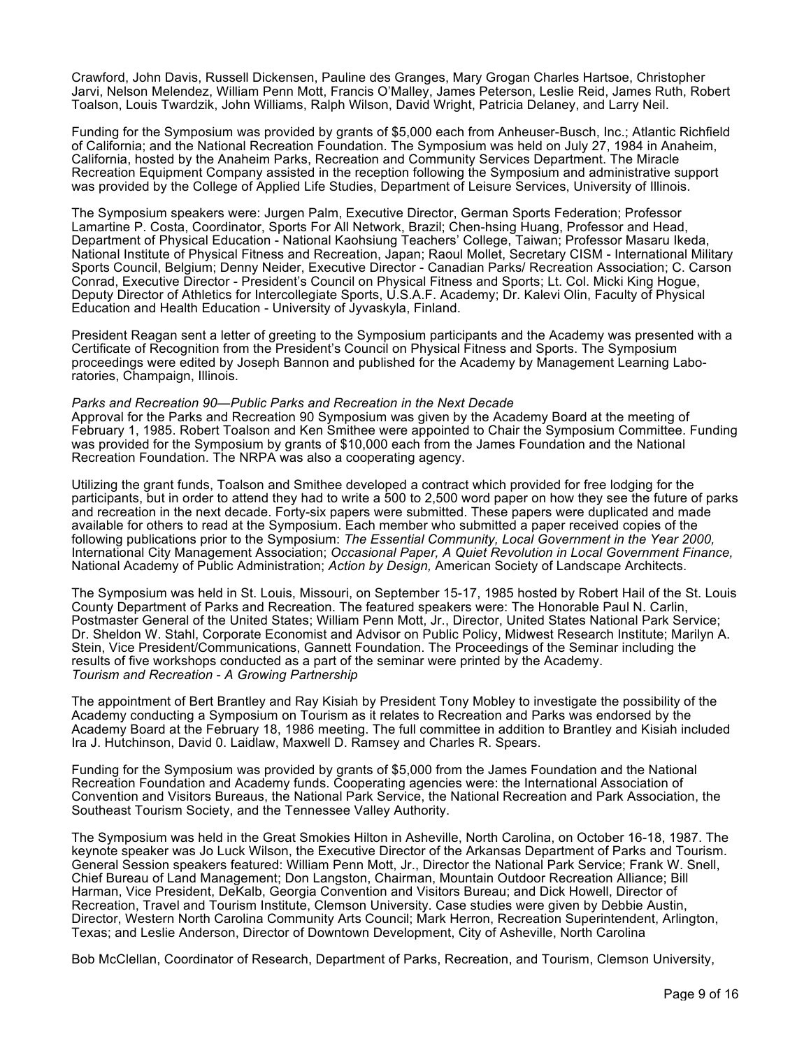Crawford, John Davis, Russell Dickensen, Pauline des Granges, Mary Grogan Charles Hartsoe, Christopher Jarvi, Nelson Melendez, William Penn Mott, Francis O'Malley, James Peterson, Leslie Reid, James Ruth, Robert Toalson, Louis Twardzik, John Williams, Ralph Wilson, David Wright, Patricia Delaney, and Larry Neil.

Funding for the Symposium was provided by grants of $5,000 each from Anheuser-Busch, Inc.; Atlantic Richfield of California; and the National Recreation Foundation. The Symposium was held on July 27, 1984 in Anaheim, California, hosted by the Anaheim Parks, Recreation and Community Services Department. The Miracle Recreation Equipment Company assisted in the reception following the Symposium and administrative support was provided by the College of Applied Life Studies, Department of Leisure Services, University of Illinois.

The Symposium speakers were: Jurgen Palm, Executive Director, German Sports Federation; Professor Lamartine P. Costa, Coordinator, Sports For All Network, Brazil; Chen-hsing Huang, Professor and Head, Department of Physical Education - National Kaohsiung Teachers' College, Taiwan; Professor Masaru Ikeda, National Institute of Physical Fitness and Recreation, Japan; Raoul Mollet, Secretary CISM - International Military Sports Council, Belgium; Denny Neider, Executive Director - Canadian Parks/ Recreation Association; C. Carson Conrad, Executive Director - President's Council on Physical Fitness and Sports; Lt. Col. Micki King Hogue, Deputy Director of Athletics for Intercollegiate Sports, U.S.A.F. Academy; Dr. Kalevi Olin, Faculty of Physical Education and Health Education - University of Jyvaskyla, Finland.

President Reagan sent a letter of greeting to the Symposium participants and the Academy was presented with a Certificate of Recognition from the President's Council on Physical Fitness and Sports. The Symposium proceedings were edited by Joseph Bannon and published for the Academy by Management Learning Laboratories, Champaign, Illinois.

*Parks and Recreation 90—Public Parks and Recreation in the Next Decade*

Approval for the Parks and Recreation 90 Symposium was given by the Academy Board at the meeting of February 1, 1985. Robert Toalson and Ken Smithee were appointed to Chair the Symposium Committee. Funding was provided for the Symposium by grants of $10,000 each from the James Foundation and the National Recreation Foundation. The NRPA was also a cooperating agency.

Utilizing the grant funds, Toalson and Smithee developed a contract which provided for free lodging for the participants, but in order to attend they had to write a 500 to 2,500 word paper on how they see the future of parks and recreation in the next decade. Forty-six papers were submitted. These papers were duplicated and made available for others to read at the Symposium. Each member who submitted a paper received copies of the following publications prior to the Symposium: *The Essential Community, Local Government in the Year 2000,* International City Management Association; *Occasional Paper, A Quiet Revolution in Local Government Finance,* National Academy of Public Administration; *Action by Design,* American Society of Landscape Architects.

The Symposium was held in St. Louis, Missouri, on September 15-17, 1985 hosted by Robert Hail of the St. Louis County Department of Parks and Recreation. The featured speakers were: The Honorable Paul N. Carlin, Postmaster General of the United States; William Penn Mott, Jr., Director, United States National Park Service; Dr. Sheldon W. Stahl, Corporate Economist and Advisor on Public Policy, Midwest Research Institute; Marilyn A. Stein, Vice President/Communications, Gannett Foundation. The Proceedings of the Seminar including the results of five workshops conducted as a part of the seminar were printed by the Academy.

*Tourism and Recreation - A Growing Partnership*

The appointment of Bert Brantley and Ray Kisiah by President Tony Mobley to investigate the possibility of the Academy conducting a Symposium on Tourism as it relates to Recreation and Parks was endorsed by the Academy Board at the February 18, 1986 meeting. The full committee in addition to Brantley and Kisiah included Ira J. Hutchinson, David 0. Laidlaw, Maxwell D. Ramsey and Charles R. Spears.

Funding for the Symposium was provided by grants of $5,000 from the James Foundation and the National Recreation Foundation and Academy funds. Cooperating agencies were: the International Association of Convention and Visitors Bureaus, the National Park Service, the National Recreation and Park Association, the Southeast Tourism Society, and the Tennessee Valley Authority.

The Symposium was held in the Great Smokies Hilton in Asheville, North Carolina, on October 16-18, 1987. The keynote speaker was Jo Luck Wilson, the Executive Director of the Arkansas Department of Parks and Tourism. General Session speakers featured: William Penn Mott, Jr., Director the National Park Service; Frank W. Snell, Chief Bureau of Land Management; Don Langston, Chairman, Mountain Outdoor Recreation Alliance; Bill Harman, Vice President, DeKalb, Georgia Convention and Visitors Bureau; and Dick Howell, Director of Recreation, Travel and Tourism Institute, Clemson University. Case studies were given by Debbie Austin, Director, Western North Carolina Community Arts Council; Mark Herron, Recreation Superintendent, Arlington, Texas; and Leslie Anderson, Director of Downtown Development, City of Asheville, North Carolina

Bob McClellan, Coordinator of Research, Department of Parks, Recreation, and Tourism, Clemson University,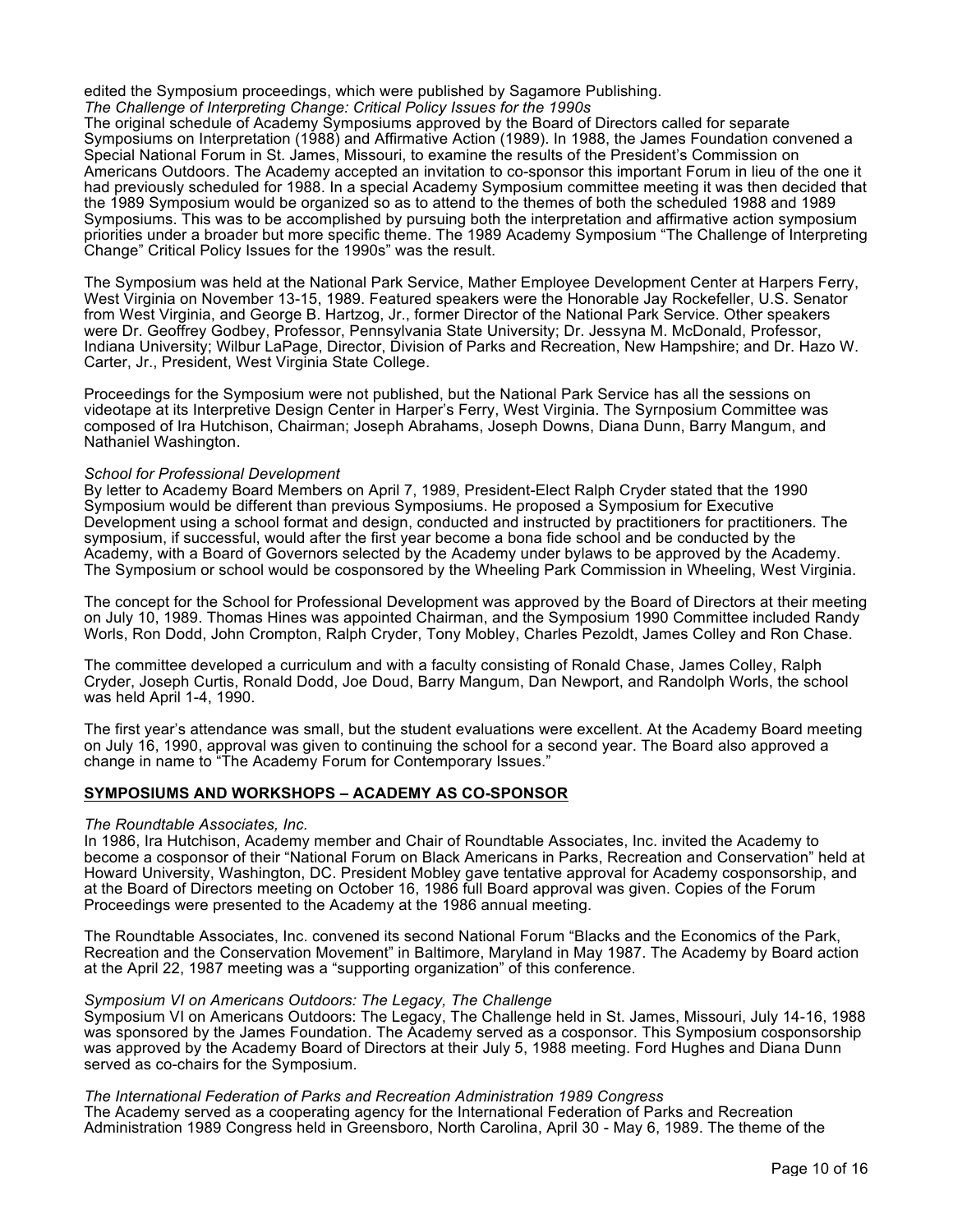edited the Symposium proceedings, which were published by Sagamore Publishing.

*The Challenge of Interpreting Change: Critical Policy Issues for the 1990s*

The original schedule of Academy Symposiums approved by the Board of Directors called for separate Symposiums on Interpretation (1988) and Affirmative Action (1989). In 1988, the James Foundation convened a Special National Forum in St. James, Missouri, to examine the results of the President's Commission on Americans Outdoors. The Academy accepted an invitation to co-sponsor this important Forum in lieu of the one it had previously scheduled for 1988. In a special Academy Symposium committee meeting it was then decided that the 1989 Symposium would be organized so as to attend to the themes of both the scheduled 1988 and 1989 Symposiums. This was to be accomplished by pursuing both the interpretation and affirmative action symposium priorities under a broader but more specific theme. The 1989 Academy Symposium "The Challenge of Interpreting Change" Critical Policy Issues for the 1990s" was the result.

The Symposium was held at the National Park Service, Mather Employee Development Center at Harpers Ferry, West Virginia on November 13-15, 1989. Featured speakers were the Honorable Jay Rockefeller, U.S. Senator from West Virginia, and George B. Hartzog, Jr., former Director of the National Park Service. Other speakers were Dr. Geoffrey Godbey, Professor, Pennsylvania State University; Dr. Jessyna M. McDonald, Professor, Indiana University; Wilbur LaPage, Director, Division of Parks and Recreation, New Hampshire; and Dr. Hazo W. Carter, Jr., President, West Virginia State College.

Proceedings for the Symposium were not published, but the National Park Service has all the sessions on videotape at its Interpretive Design Center in Harper's Ferry, West Virginia. The Syrnposium Committee was composed of Ira Hutchison, Chairman; Joseph Abrahams, Joseph Downs, Diana Dunn, Barry Mangum, and Nathaniel Washington.

*School for Professional Development*

By letter to Academy Board Members on April 7, 1989, President-Elect Ralph Cryder stated that the 1990 Symposium would be different than previous Symposiums. He proposed a Symposium for Executive Development using a school format and design, conducted and instructed by practitioners for practitioners. The symposium, if successful, would after the first year become a bona fide school and be conducted by the Academy, with a Board of Governors selected by the Academy under bylaws to be approved by the Academy. The Symposium or school would be cosponsored by the Wheeling Park Commission in Wheeling, West Virginia.

The concept for the School for Professional Development was approved by the Board of Directors at their meeting on July 10, 1989. Thomas Hines was appointed Chairman, and the Symposium 1990 Committee included Randy Worls, Ron Dodd, John Crompton, Ralph Cryder, Tony Mobley, Charles Pezoldt, James Colley and Ron Chase.

The committee developed a curriculum and with a faculty consisting of Ronald Chase, James Colley, Ralph Cryder, Joseph Curtis, Ronald Dodd, Joe Doud, Barry Mangum, Dan Newport, and Randolph Worls, the school was held April 1-4, 1990.

The first year's attendance was small, but the student evaluations were excellent. At the Academy Board meeting on July 16, 1990, approval was given to continuing the school for a second year. The Board also approved a change in name to "The Academy Forum for Contemporary Issues."

## SYMPOSIUMS AND WORKSHOPS – ACADEMY AS CO-SPONSOR

*The Roundtable Associates, Inc.*

In 1986, Ira Hutchison, Academy member and Chair of Roundtable Associates, Inc. invited the Academy to become a cosponsor of their "National Forum on Black Americans in Parks, Recreation and Conservation" held at Howard University, Washington, DC. President Mobley gave tentative approval for Academy cosponsorship, and at the Board of Directors meeting on October 16, 1986 full Board approval was given. Copies of the Forum Proceedings were presented to the Academy at the 1986 annual meeting.

The Roundtable Associates, Inc. convened its second National Forum "Blacks and the Economics of the Park, Recreation and the Conservation Movement" in Baltimore, Maryland in May 1987. The Academy by Board action at the April 22, 1987 meeting was a "supporting organization" of this conference.

*Symposium VI on Americans Outdoors: The Legacy, The Challenge*

Symposium VI on Americans Outdoors: The Legacy, The Challenge held in St. James, Missouri, July 14-16, 1988 was sponsored by the James Foundation. The Academy served as a cosponsor. This Symposium cosponsorship was approved by the Academy Board of Directors at their July 5, 1988 meeting. Ford Hughes and Diana Dunn served as co-chairs for the Symposium.

*The International Federation of Parks and Recreation Administration 1989 Congress*

The Academy served as a cooperating agency for the International Federation of Parks and Recreation Administration 1989 Congress held in Greensboro, North Carolina, April 30 - May 6, 1989. The theme of the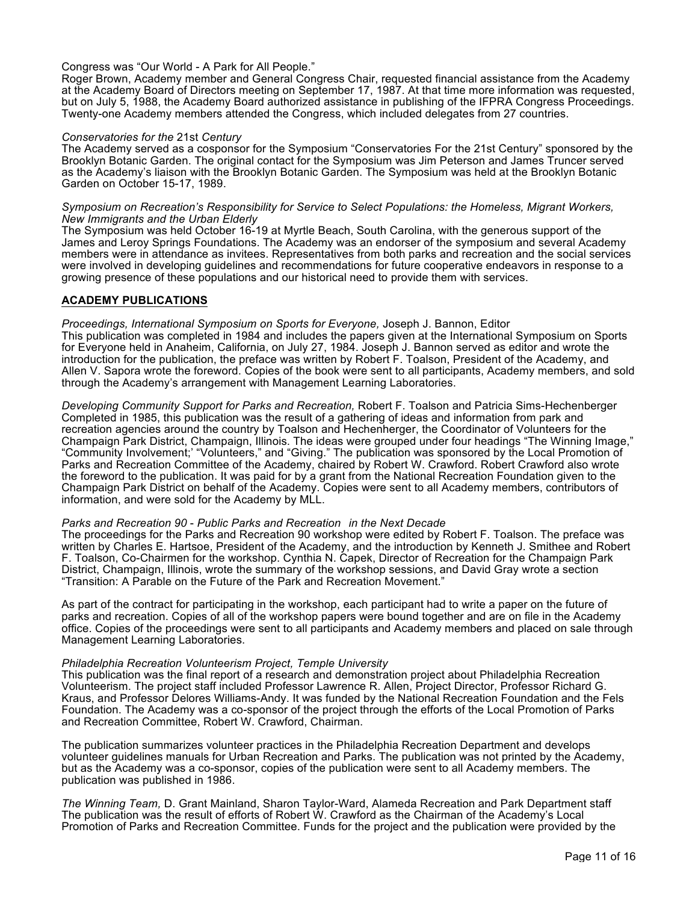Congress was “Our World - A Park for All People.”
Roger Brown, Academy member and General Congress Chair, requested financial assistance from the Academy at the Academy Board of Directors meeting on September 17, 1987. At that time more information was requested, but on July 5, 1988, the Academy Board authorized assistance in publishing of the IFPRA Congress Proceedings. Twenty-one Academy members attended the Congress, which included delegates from 27 countries.

*Conservatories for the* 21st *Century*
The Academy served as a cosponsor for the Symposium “Conservatories For the 21st Century” sponsored by the Brooklyn Botanic Garden. The original contact for the Symposium was Jim Peterson and James Truncer served as the Academy’s liaison with the Brooklyn Botanic Garden. The Symposium was held at the Brooklyn Botanic Garden on October 15-17, 1989.

*Symposium on Recreation’s Responsibility for Service to Select Populations: the Homeless, Migrant Workers, New Immigrants and the Urban Elderly*
The Symposium was held October 16-19 at Myrtle Beach, South Carolina, with the generous support of the James and Leroy Springs Foundations. The Academy was an endorser of the symposium and several Academy members were in attendance as invitees. Representatives from both parks and recreation and the social services were involved in developing guidelines and recommendations for future cooperative endeavors in response to a growing presence of these populations and our historical need to provide them with services.

## ACADEMY PUBLICATIONS

*Proceedings, International Symposium on Sports for Everyone,* Joseph J. Bannon, Editor
This publication was completed in 1984 and includes the papers given at the International Symposium on Sports for Everyone held in Anaheim, California, on July 27, 1984. Joseph J. Bannon served as editor and wrote the introduction for the publication, the preface was written by Robert F. Toalson, President of the Academy, and Allen V. Sapora wrote the foreword. Copies of the book were sent to all participants, Academy members, and sold through the Academy’s arrangement with Management Learning Laboratories.

*Developing Community Support for Parks and Recreation,* Robert F. Toalson and Patricia Sims-Hechenberger
Completed in 1985, this publication was the result of a gathering of ideas and information from park and recreation agencies around the country by Toalson and Hechenherger, the Coordinator of Volunteers for the Champaign Park District, Champaign, Illinois. The ideas were grouped under four headings “The Winning Image,” “Community Involvement;’ “Volunteers,” and “Giving.” The publication was sponsored by the Local Promotion of Parks and Recreation Committee of the Academy, chaired by Robert W. Crawford. Robert Crawford also wrote the foreword to the publication. It was paid for by a grant from the National Recreation Foundation given to the Champaign Park District on behalf of the Academy. Copies were sent to all Academy members, contributors of information, and were sold for the Academy by MLL.

*Parks and Recreation 90 - Public Parks and Recreation in the Next Decade*
The proceedings for the Parks and Recreation 90 workshop were edited by Robert F. Toalson. The preface was written by Charles E. Hartsoe, President of the Academy, and the introduction by Kenneth J. Smithee and Robert F. Toalson, Co-Chairmen for the workshop. Cynthia N. Capek, Director of Recreation for the Champaign Park District, Champaign, Illinois, wrote the summary of the workshop sessions, and David Gray wrote a section “Transition: A Parable on the Future of the Park and Recreation Movement.”

As part of the contract for participating in the workshop, each participant had to write a paper on the future of parks and recreation. Copies of all of the workshop papers were bound together and are on file in the Academy office. Copies of the proceedings were sent to all participants and Academy members and placed on sale through Management Learning Laboratories.

*Philadelphia Recreation Volunteerism Project, Temple University*
This publication was the final report of a research and demonstration project about Philadelphia Recreation Volunteerism. The project staff included Professor Lawrence R. Allen, Project Director, Professor Richard G. Kraus, and Professor Delores Williams-Andy. It was funded by the National Recreation Foundation and the Fels Foundation. The Academy was a co-sponsor of the project through the efforts of the Local Promotion of Parks and Recreation Committee, Robert W. Crawford, Chairman.

The publication summarizes volunteer practices in the Philadelphia Recreation Department and develops volunteer guidelines manuals for Urban Recreation and Parks. The publication was not printed by the Academy, but as the Academy was a co-sponsor, copies of the publication were sent to all Academy members. The publication was published in 1986.

*The Winning Team,* D. Grant Mainland, Sharon Taylor-Ward, Alameda Recreation and Park Department staff
The publication was the result of efforts of Robert W. Crawford as the Chairman of the Academy’s Local Promotion of Parks and Recreation Committee. Funds for the project and the publication were provided by the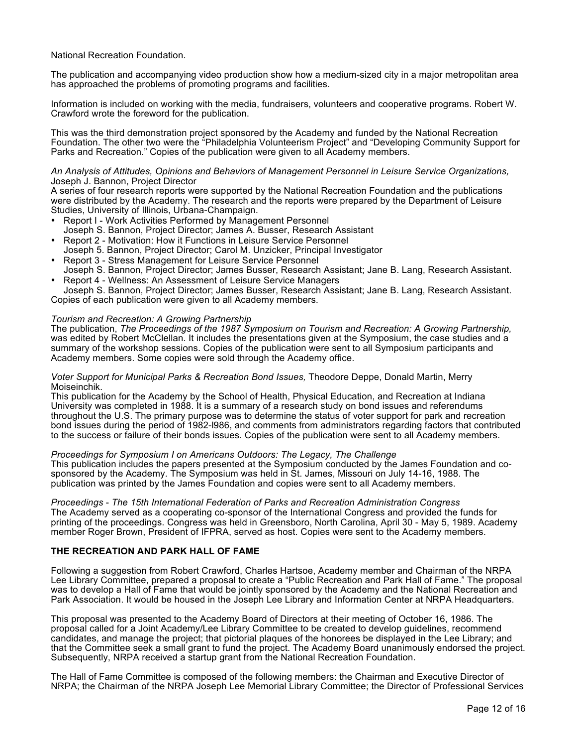National Recreation Foundation.

The publication and accompanying video production show how a medium-sized city in a major metropolitan area has approached the problems of promoting programs and facilities.

Information is included on working with the media, fundraisers, volunteers and cooperative programs. Robert W. Crawford wrote the foreword for the publication.

This was the third demonstration project sponsored by the Academy and funded by the National Recreation Foundation. The other two were the "Philadelphia Volunteerism Project" and "Developing Community Support for Parks and Recreation." Copies of the publication were given to all Academy members.

*An Analysis of Attitudes, Opinions and Behaviors of Management Personnel in Leisure Service Organizations,* Joseph J. Bannon, Project Director

A series of four research reports were supported by the National Recreation Foundation and the publications were distributed by the Academy. The research and the reports were prepared by the Department of Leisure Studies, University of Illinois, Urbana-Champaign.

- Report I - Work Activities Performed by Management Personnel
  Joseph S. Bannon, Project Director; James A. Busser, Research Assistant
- Report 2 - Motivation: How it Functions in Leisure Service Personnel
  Joseph 5. Bannon, Project Director; Carol M. Unzicker, Principal Investigator
- Report 3 - Stress Management for Leisure Service Personnel
  Joseph S. Bannon, Project Director; James Busser, Research Assistant; Jane B. Lang, Research Assistant.
- Report 4 - Wellness: An Assessment of Leisure Service Managers
  Joseph S. Bannon, Project Director; James Busser, Research Assistant; Jane B. Lang, Research Assistant.

Copies of each publication were given to all Academy members.

*Tourism and Recreation: A Growing Partnership*

The publication, *The Proceedings of the 1987 Symposium on Tourism and Recreation: A Growing Partnership,* was edited by Robert McClellan. It includes the presentations given at the Symposium, the case studies and a summary of the workshop sessions. Copies of the publication were sent to all Symposium participants and Academy members. Some copies were sold through the Academy office.

*Voter Support for Municipal Parks & Recreation Bond Issues,* Theodore Deppe, Donald Martin, Merry Moiseinchik.

This publication for the Academy by the School of Health, Physical Education, and Recreation at Indiana University was completed in 1988. It is a summary of a research study on bond issues and referendums throughout the U.S. The primary purpose was to determine the status of voter support for park and recreation bond issues during the period of 1982-l986, and comments from administrators regarding factors that contributed to the success or failure of their bonds issues. Copies of the publication were sent to all Academy members.

*Proceedings for Symposium I on Americans Outdoors: The Legacy, The Challenge*

This publication includes the papers presented at the Symposium conducted by the James Foundation and co-sponsored by the Academy. The Symposium was held in St. James, Missouri on July 14-16, 1988. The publication was printed by the James Foundation and copies were sent to all Academy members.

*Proceedings - The 15th International Federation of Parks and Recreation Administration Congress*

The Academy served as a cooperating co-sponsor of the International Congress and provided the funds for printing of the proceedings. Congress was held in Greensboro, North Carolina, April 30 - May 5, 1989. Academy member Roger Brown, President of IFPRA, served as host. Copies were sent to the Academy members.

## THE RECREATION AND PARK HALL OF FAME

Following a suggestion from Robert Crawford, Charles Hartsoe, Academy member and Chairman of the NRPA Lee Library Committee, prepared a proposal to create a "Public Recreation and Park Hall of Fame." The proposal was to develop a Hall of Fame that would be jointly sponsored by the Academy and the National Recreation and Park Association. It would be housed in the Joseph Lee Library and Information Center at NRPA Headquarters.

This proposal was presented to the Academy Board of Directors at their meeting of October 16, 1986. The proposal called for a Joint Academy/Lee Library Committee to be created to develop guidelines, recommend candidates, and manage the project; that pictorial plaques of the honorees be displayed in the Lee Library; and that the Committee seek a small grant to fund the project. The Academy Board unanimously endorsed the project. Subsequently, NRPA received a startup grant from the National Recreation Foundation.

The Hall of Fame Committee is composed of the following members: the Chairman and Executive Director of NRPA; the Chairman of the NRPA Joseph Lee Memorial Library Committee; the Director of Professional Services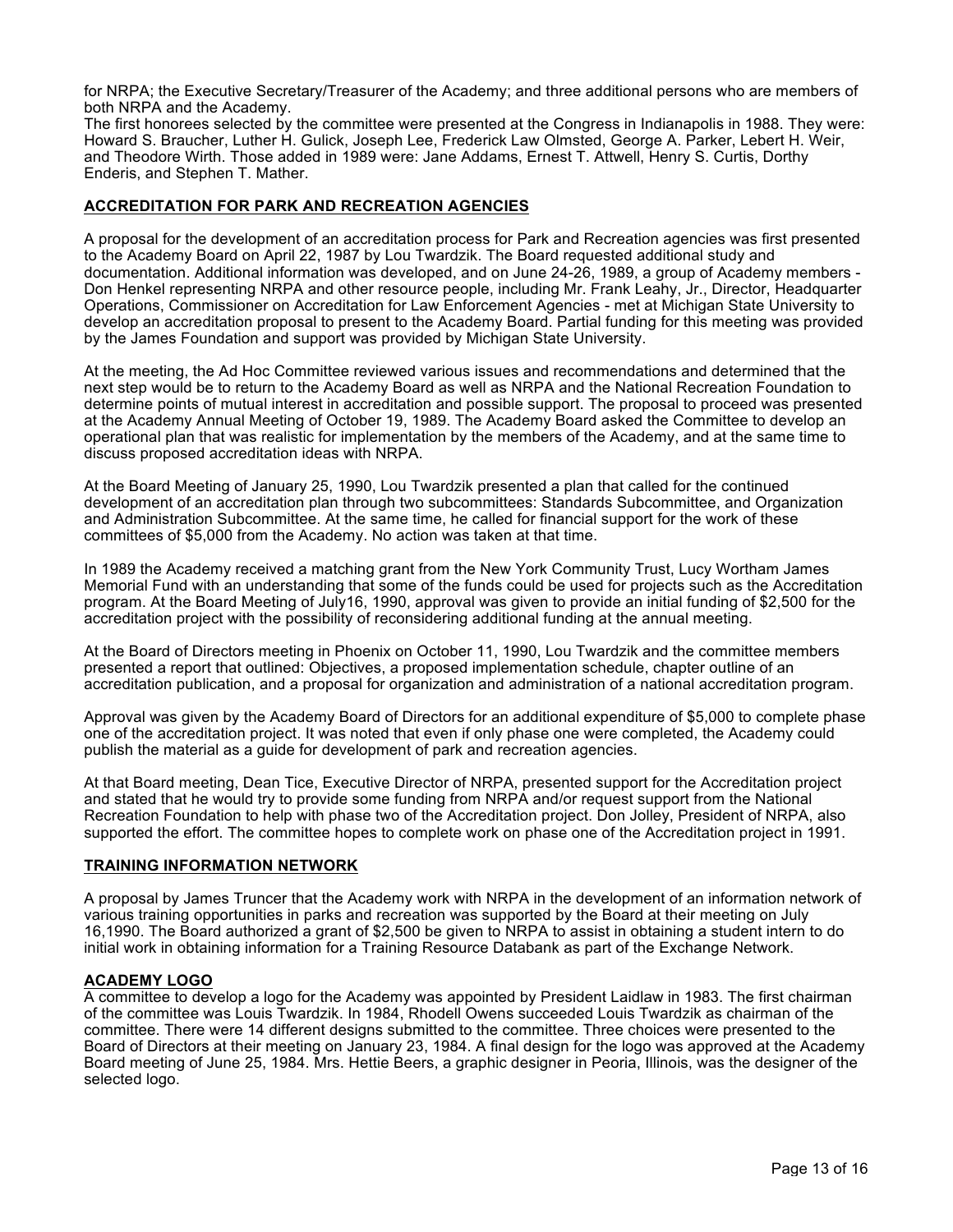for NRPA; the Executive Secretary/Treasurer of the Academy; and three additional persons who are members of both NRPA and the Academy.
The first honorees selected by the committee were presented at the Congress in Indianapolis in 1988. They were: Howard S. Braucher, Luther H. Gulick, Joseph Lee, Frederick Law Olmsted, George A. Parker, Lebert H. Weir, and Theodore Wirth. Those added in 1989 were: Jane Addams, Ernest T. Attwell, Henry S. Curtis, Dorthy Enderis, and Stephen T. Mather.

## ACCREDITATION FOR PARK AND RECREATION AGENCIES

A proposal for the development of an accreditation process for Park and Recreation agencies was first presented to the Academy Board on April 22, 1987 by Lou Twardzik. The Board requested additional study and documentation. Additional information was developed, and on June 24-26, 1989, a group of Academy members - Don Henkel representing NRPA and other resource people, including Mr. Frank Leahy, Jr., Director, Headquarter Operations, Commissioner on Accreditation for Law Enforcement Agencies - met at Michigan State University to develop an accreditation proposal to present to the Academy Board. Partial funding for this meeting was provided by the James Foundation and support was provided by Michigan State University.

At the meeting, the Ad Hoc Committee reviewed various issues and recommendations and determined that the next step would be to return to the Academy Board as well as NRPA and the National Recreation Foundation to determine points of mutual interest in accreditation and possible support. The proposal to proceed was presented at the Academy Annual Meeting of October 19, 1989. The Academy Board asked the Committee to develop an operational plan that was realistic for implementation by the members of the Academy, and at the same time to discuss proposed accreditation ideas with NRPA.

At the Board Meeting of January 25, 1990, Lou Twardzik presented a plan that called for the continued development of an accreditation plan through two subcommittees: Standards Subcommittee, and Organization and Administration Subcommittee. At the same time, he called for financial support for the work of these committees of $5,000 from the Academy. No action was taken at that time.

In 1989 the Academy received a matching grant from the New York Community Trust, Lucy Wortham James Memorial Fund with an understanding that some of the funds could be used for projects such as the Accreditation program. At the Board Meeting of July16, 1990, approval was given to provide an initial funding of $2,500 for the accreditation project with the possibility of reconsidering additional funding at the annual meeting.

At the Board of Directors meeting in Phoenix on October 11, 1990, Lou Twardzik and the committee members presented a report that outlined: Objectives, a proposed implementation schedule, chapter outline of an accreditation publication, and a proposal for organization and administration of a national accreditation program.

Approval was given by the Academy Board of Directors for an additional expenditure of $5,000 to complete phase one of the accreditation project. It was noted that even if only phase one were completed, the Academy could publish the material as a guide for development of park and recreation agencies.

At that Board meeting, Dean Tice, Executive Director of NRPA, presented support for the Accreditation project and stated that he would try to provide some funding from NRPA and/or request support from the National Recreation Foundation to help with phase two of the Accreditation project. Don Jolley, President of NRPA, also supported the effort. The committee hopes to complete work on phase one of the Accreditation project in 1991.

## TRAINING INFORMATION NETWORK

A proposal by James Truncer that the Academy work with NRPA in the development of an information network of various training opportunities in parks and recreation was supported by the Board at their meeting on July 16,1990. The Board authorized a grant of $2,500 be given to NRPA to assist in obtaining a student intern to do initial work in obtaining information for a Training Resource Databank as part of the Exchange Network.

## ACADEMY LOGO

A committee to develop a logo for the Academy was appointed by President Laidlaw in 1983. The first chairman of the committee was Louis Twardzik. In 1984, Rhodell Owens succeeded Louis Twardzik as chairman of the committee. There were 14 different designs submitted to the committee. Three choices were presented to the Board of Directors at their meeting on January 23, 1984. A final design for the logo was approved at the Academy Board meeting of June 25, 1984. Mrs. Hettie Beers, a graphic designer in Peoria, Illinois, was the designer of the selected logo.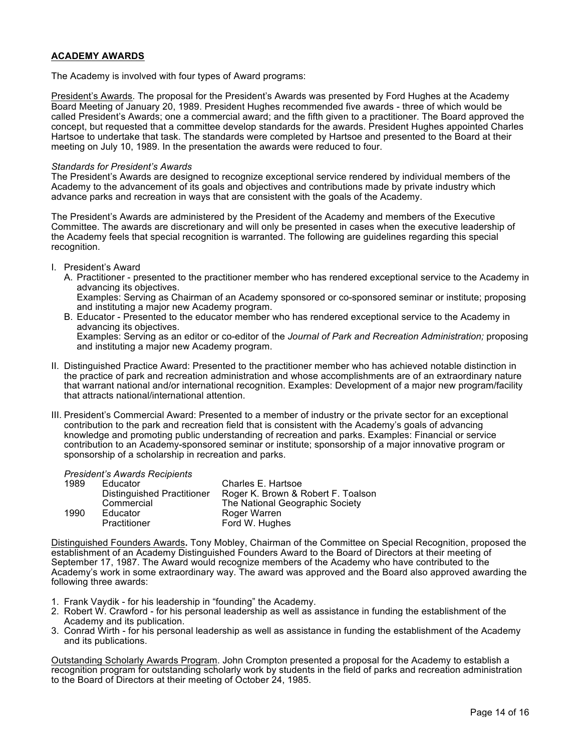## ACADEMY AWARDS

The Academy is involved with four types of Award programs:

President's Awards. The proposal for the President's Awards was presented by Ford Hughes at the Academy Board Meeting of January 20, 1989. President Hughes recommended five awards - three of which would be called President's Awards; one a commercial award; and the fifth given to a practitioner. The Board approved the concept, but requested that a committee develop standards for the awards. President Hughes appointed Charles Hartsoe to undertake that task. The standards were completed by Hartsoe and presented to the Board at their meeting on July 10, 1989. In the presentation the awards were reduced to four.

*Standards for President's Awards*
The President's Awards are designed to recognize exceptional service rendered by individual members of the Academy to the advancement of its goals and objectives and contributions made by private industry which advance parks and recreation in ways that are consistent with the goals of the Academy.

The President's Awards are administered by the President of the Academy and members of the Executive Committee. The awards are discretionary and will only be presented in cases when the executive leadership of the Academy feels that special recognition is warranted. The following are guidelines regarding this special recognition.

I. President's Award
   A. Practitioner - presented to the practitioner member who has rendered exceptional service to the Academy in advancing its objectives.
      Examples: Serving as Chairman of an Academy sponsored or co-sponsored seminar or institute; proposing and instituting a major new Academy program.
   B. Educator - Presented to the educator member who has rendered exceptional service to the Academy in advancing its objectives.
      Examples: Serving as an editor or co-editor of the *Journal of Park and Recreation Administration;* proposing and instituting a major new Academy program.

II. Distinguished Practice Award: Presented to the practitioner member who has achieved notable distinction in the practice of park and recreation administration and whose accomplishments are of an extraordinary nature that warrant national and/or international recognition. Examples: Development of a major new program/facility that attracts national/international attention.

III. President's Commercial Award: Presented to a member of industry or the private sector for an exceptional contribution to the park and recreation field that is consistent with the Academy's goals of advancing knowledge and promoting public understanding of recreation and parks. Examples: Financial or service contribution to an Academy-sponsored seminar or institute; sponsorship of a major innovative program or sponsorship of a scholarship in recreation and parks.

*President's Awards Recipients*

| | | |
|---|---|---|
| 1989 | Educator | Charles E. Hartsoe |
| | Distinguished Practitioner | Roger K. Brown & Robert F. Toalson |
| | Commercial | The National Geographic Society |
| 1990 | Educator | Roger Warren |
| | Practitioner | Ford W. Hughes |

Distinguished Founders Awards**.** Tony Mobley, Chairman of the Committee on Special Recognition, proposed the establishment of an Academy Distinguished Founders Award to the Board of Directors at their meeting of September 17, 1987. The Award would recognize members of the Academy who have contributed to the Academy's work in some extraordinary way. The award was approved and the Board also approved awarding the following three awards:

1. Frank Vaydik - for his leadership in "founding" the Academy.
2. Robert W. Crawford - for his personal leadership as well as assistance in funding the establishment of the Academy and its publication.
3. Conrad Wirth - for his personal leadership as well as assistance in funding the establishment of the Academy and its publications.

Outstanding Scholarly Awards Program. John Crompton presented a proposal for the Academy to establish a recognition program for outstanding scholarly work by students in the field of parks and recreation administration to the Board of Directors at their meeting of October 24, 1985.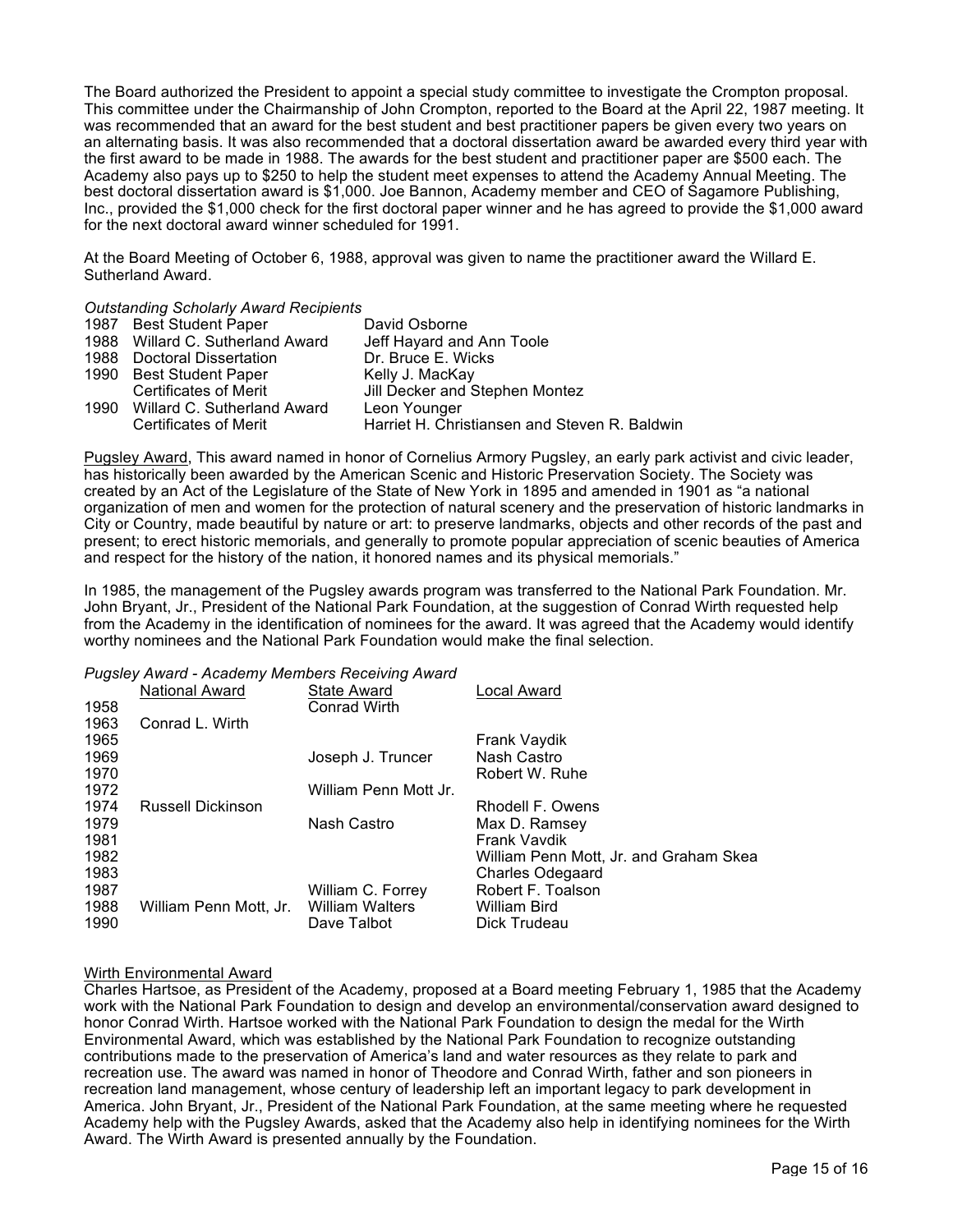The Board authorized the President to appoint a special study committee to investigate the Crompton proposal. This committee under the Chairmanship of John Crompton, reported to the Board at the April 22, 1987 meeting. It was recommended that an award for the best student and best practitioner papers be given every two years on an alternating basis. It was also recommended that a doctoral dissertation award be awarded every third year with the first award to be made in 1988. The awards for the best student and practitioner paper are $500 each. The Academy also pays up to $250 to help the student meet expenses to attend the Academy Annual Meeting. The best doctoral dissertation award is $1,000. Joe Bannon, Academy member and CEO of Sagamore Publishing, Inc., provided the $1,000 check for the first doctoral paper winner and he has agreed to provide the $1,000 award for the next doctoral award winner scheduled for 1991.

At the Board Meeting of October 6, 1988, approval was given to name the practitioner award the Willard E. Sutherland Award.

*Outstanding Scholarly Award Recipients*

| Year | Award | Recipient |
|---|---|---|
| 1987 | Best Student Paper | David Osborne |
| 1988 | Willard C. Sutherland Award | Jeff Hayard and Ann Toole |
| 1988 | Doctoral Dissertation | Dr. Bruce E. Wicks |
| 1990 | Best Student Paper | Kelly J. MacKay |
| | Certificates of Merit | Jill Decker and Stephen Montez |
| 1990 | Willard C. Sutherland Award | Leon Younger |
| | Certificates of Merit | Harriet H. Christiansen and Steven R. Baldwin |

Pugsley Award, This award named in honor of Cornelius Armory Pugsley, an early park activist and civic leader, has historically been awarded by the American Scenic and Historic Preservation Society. The Society was created by an Act of the Legislature of the State of New York in 1895 and amended in 1901 as "a national organization of men and women for the protection of natural scenery and the preservation of historic landmarks in City or Country, made beautiful by nature or art: to preserve landmarks, objects and other records of the past and present; to erect historic memorials, and generally to promote popular appreciation of scenic beauties of America and respect for the history of the nation, it honored names and its physical memorials."

In 1985, the management of the Pugsley awards program was transferred to the National Park Foundation. Mr. John Bryant, Jr., President of the National Park Foundation, at the suggestion of Conrad Wirth requested help from the Academy in the identification of nominees for the award. It was agreed that the Academy would identify worthy nominees and the National Park Foundation would make the final selection.

*Pugsley Award - Academy Members Receiving Award*

| | National Award | State Award | Local Award |
|---|---|---|---|
| 1958 | | Conrad Wirth | |
| 1963 | Conrad L. Wirth | | |
| 1965 | | | Frank Vaydik |
| 1969 | | Joseph J. Truncer | Nash Castro |
| 1970 | | | Robert W. Ruhe |
| 1972 | | William Penn Mott Jr. | |
| 1974 | Russell Dickinson | | Rhodell F. Owens |
| 1979 | | Nash Castro | Max D. Ramsey |
| 1981 | | | Frank Vavdik |
| 1982 | | | William Penn Mott, Jr. and Graham Skea |
| 1983 | | | Charles Odegaard |
| 1987 | | William C. Forrey | Robert F. Toalson |
| 1988 | William Penn Mott, Jr. | William Walters | William Bird |
| 1990 | | Dave Talbot | Dick Trudeau |

Wirth Environmental Award

Charles Hartsoe, as President of the Academy, proposed at a Board meeting February 1, 1985 that the Academy work with the National Park Foundation to design and develop an environmental/conservation award designed to honor Conrad Wirth. Hartsoe worked with the National Park Foundation to design the medal for the Wirth Environmental Award, which was established by the National Park Foundation to recognize outstanding contributions made to the preservation of America's land and water resources as they relate to park and recreation use. The award was named in honor of Theodore and Conrad Wirth, father and son pioneers in recreation land management, whose century of leadership left an important legacy to park development in America. John Bryant, Jr., President of the National Park Foundation, at the same meeting where he requested Academy help with the Pugsley Awards, asked that the Academy also help in identifying nominees for the Wirth Award. The Wirth Award is presented annually by the Foundation.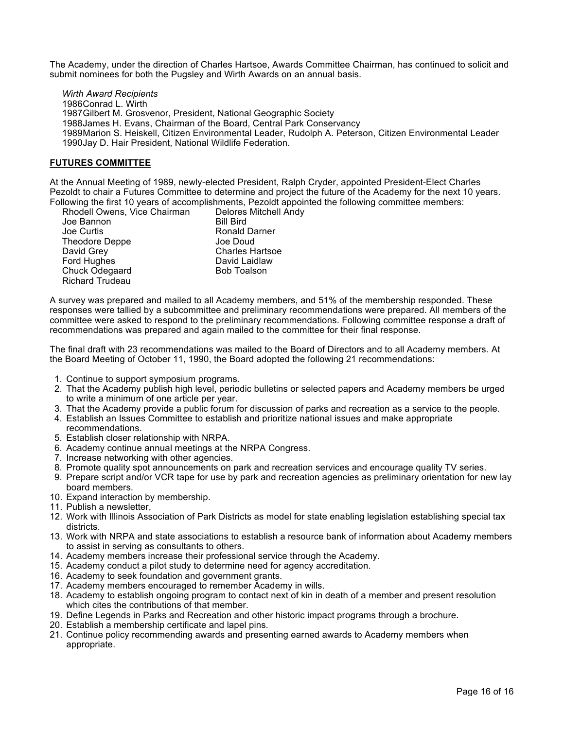The Academy, under the direction of Charles Hartsoe, Awards Committee Chairman, has continued to solicit and submit nominees for both the Pugsley and Wirth Awards on an annual basis.

*Wirth Award Recipients*
1986 Conrad L. Wirth
1987 Gilbert M. Grosvenor, President, National Geographic Society
1988 James H. Evans, Chairman of the Board, Central Park Conservancy
1989 Marion S. Heiskell, Citizen Environmental Leader, Rudolph A. Peterson, Citizen Environmental Leader
1990 Jay D. Hair President, National Wildlife Federation.

## FUTURES COMMITTEE

At the Annual Meeting of 1989, newly-elected President, Ralph Cryder, appointed President-Elect Charles Pezoldt to chair a Futures Committee to determine and project the future of the Academy for the next 10 years. Following the first 10 years of accomplishments, Pezoldt appointed the following committee members:

| | |
|---|---|
| Rhodell Owens, Vice Chairman | Delores Mitchell Andy |
| Joe Bannon | Bill Bird |
| Joe Curtis | Ronald Darner |
| Theodore Deppe | Joe Doud |
| David Grey | Charles Hartsoe |
| Ford Hughes | David Laidlaw |
| Chuck Odegaard | Bob Toalson |
| Richard Trudeau | |

A survey was prepared and mailed to all Academy members, and 51% of the membership responded. These responses were tallied by a subcommittee and preliminary recommendations were prepared. All members of the committee were asked to respond to the preliminary recommendations. Following committee response a draft of recommendations was prepared and again mailed to the committee for their final response.

The final draft with 23 recommendations was mailed to the Board of Directors and to all Academy members. At the Board Meeting of October 11, 1990, the Board adopted the following 21 recommendations:

1. Continue to support symposium programs.
2. That the Academy publish high level, periodic bulletins or selected papers and Academy members be urged to write a minimum of one article per year.
3. That the Academy provide a public forum for discussion of parks and recreation as a service to the people.
4. Establish an Issues Committee to establish and prioritize national issues and make appropriate recommendations.
5. Establish closer relationship with NRPA.
6. Academy continue annual meetings at the NRPA Congress.
7. Increase networking with other agencies.
8. Promote quality spot announcements on park and recreation services and encourage quality TV series.
9. Prepare script and/or VCR tape for use by park and recreation agencies as preliminary orientation for new lay board members.
10. Expand interaction by membership.
11. Publish a newsletter,
12. Work with Illinois Association of Park Districts as model for state enabling legislation establishing special tax districts.
13. Work with NRPA and state associations to establish a resource bank of information about Academy members to assist in serving as consultants to others.
14. Academy members increase their professional service through the Academy.
15. Academy conduct a pilot study to determine need for agency accreditation.
16. Academy to seek foundation and government grants.
17. Academy members encouraged to remember Academy in wills.
18. Academy to establish ongoing program to contact next of kin in death of a member and present resolution which cites the contributions of that member.
19. Define Legends in Parks and Recreation and other historic impact programs through a brochure.
20. Establish a membership certificate and lapel pins.
21. Continue policy recommending awards and presenting earned awards to Academy members when appropriate.